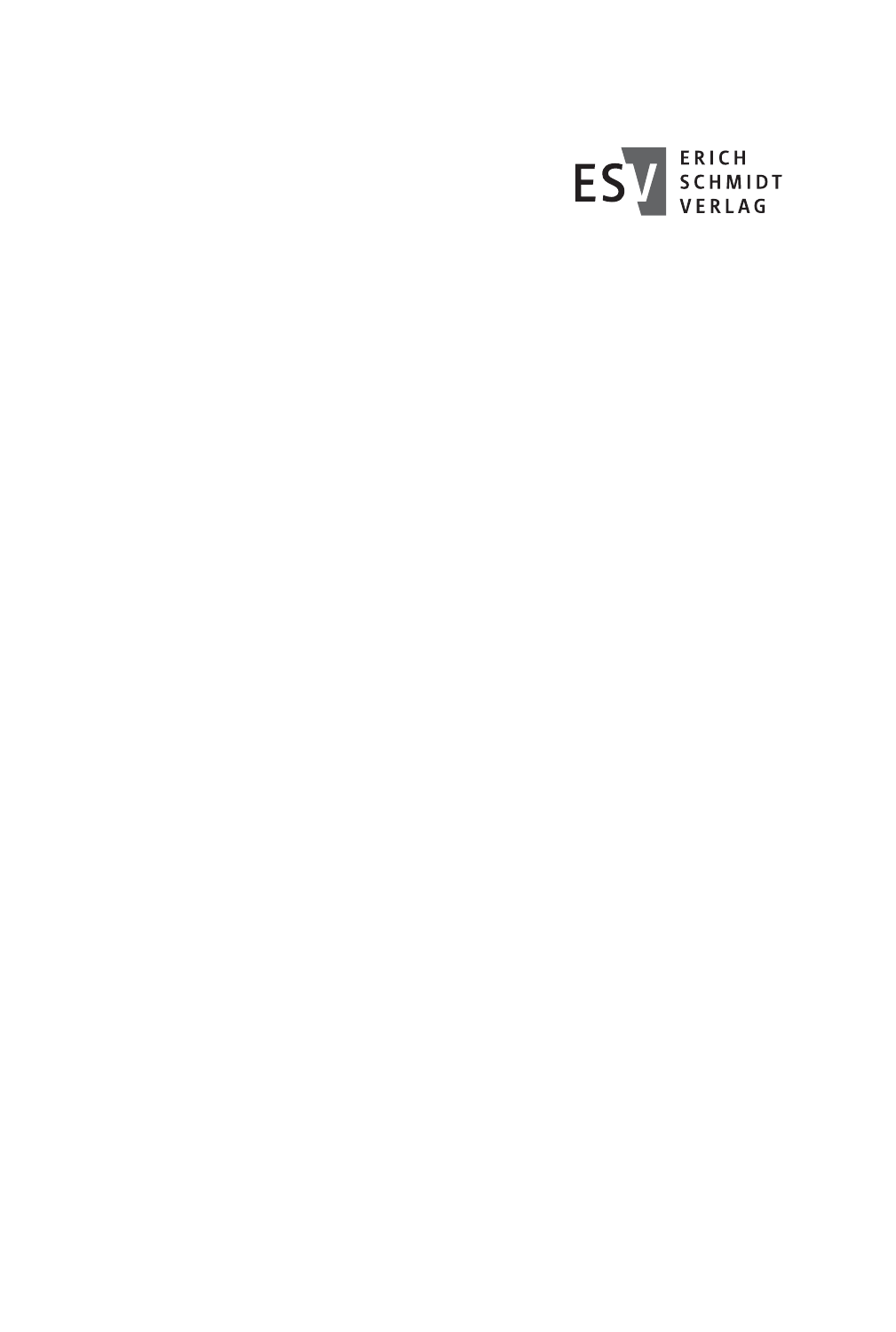ESV ERICH SCHMIDT VERLAG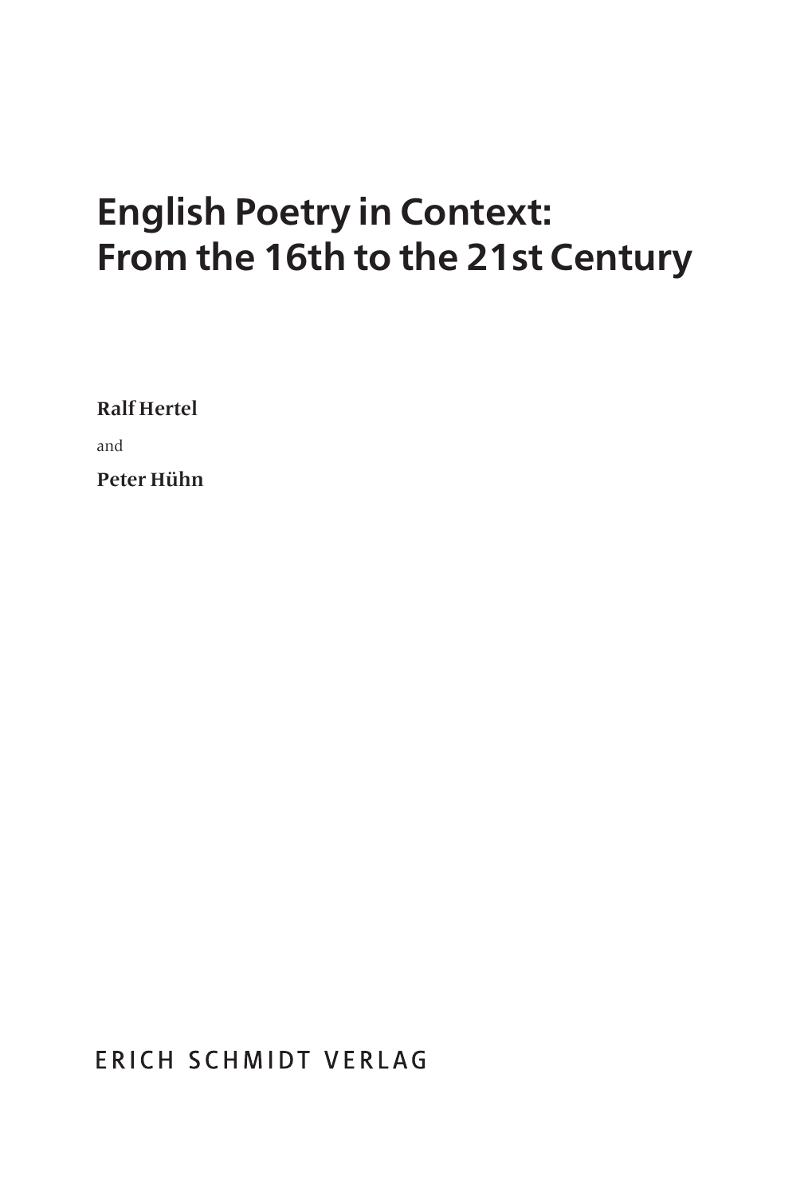# English Poetry in Context: From the 16th to the 21st Century

**Ralf Hertel**

and

**Peter Hühn**

ERICH SCHMIDT VERLAG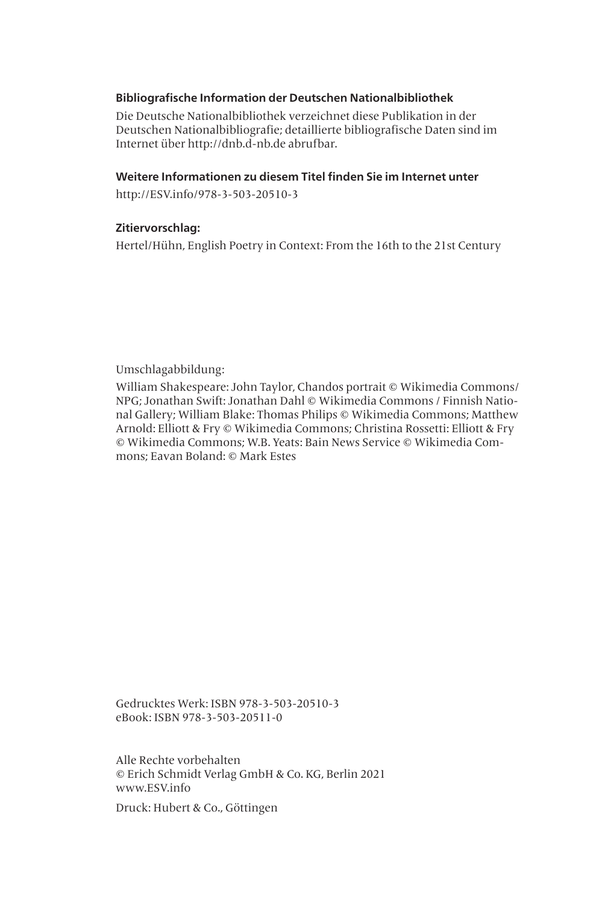**Bibliografische Information der Deutschen Nationalbibliothek**

Die Deutsche Nationalbibliothek verzeichnet diese Publikation in der Deutschen Nationalbibliografie; detaillierte bibliografische Daten sind im Internet über http://dnb.d-nb.de abrufbar.

**Weitere Informationen zu diesem Titel finden Sie im Internet unter**

http://ESV.info/978-3-503-20510-3

**Zitiervorschlag:**

Hertel/Hühn, English Poetry in Context: From the 16th to the 21st Century

Umschlagabbildung:

William Shakespeare: John Taylor, Chandos portrait © Wikimedia Commons/ NPG; Jonathan Swift: Jonathan Dahl © Wikimedia Commons / Finnish National Gallery; William Blake: Thomas Philips © Wikimedia Commons; Matthew Arnold: Elliott & Fry © Wikimedia Commons; Christina Rossetti: Elliott & Fry © Wikimedia Commons; W.B. Yeats: Bain News Service © Wikimedia Commons; Eavan Boland: © Mark Estes

Gedrucktes Werk: ISBN 978-3-503-20510-3
eBook: ISBN 978-3-503-20511-0

Alle Rechte vorbehalten
© Erich Schmidt Verlag GmbH & Co. KG, Berlin 2021
www.ESV.info

Druck: Hubert & Co., Göttingen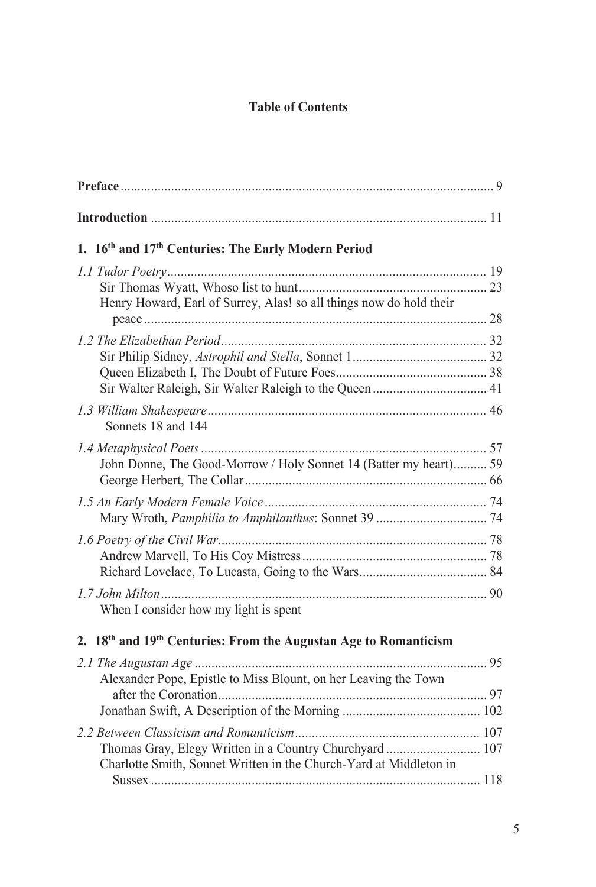# Table of Contents

**Preface** ... 9

**Introduction** ... 11

## 1. 16th and 17th Centuries: The Early Modern Period

*1.1 Tudor Poetry* ... 19
- Sir Thomas Wyatt, Whoso list to hunt ... 23
- Henry Howard, Earl of Surrey, Alas! so all things now do hold their peace ... 28

*1.2 The Elizabethan Period* ... 32
- Sir Philip Sidney, *Astrophil and Stella*, Sonnet 1 ... 32
- Queen Elizabeth I, The Doubt of Future Foes ... 38
- Sir Walter Raleigh, Sir Walter Raleigh to the Queen ... 41

*1.3 William Shakespeare* ... 46
- Sonnets 18 and 144

*1.4 Metaphysical Poets* ... 57
- John Donne, The Good-Morrow / Holy Sonnet 14 (Batter my heart) ... 59
- George Herbert, The Collar ... 66

*1.5 An Early Modern Female Voice* ... 74
- Mary Wroth, *Pamphilia to Amphilanthus*: Sonnet 39 ... 74

*1.6 Poetry of the Civil War* ... 78
- Andrew Marvell, To His Coy Mistress ... 78
- Richard Lovelace, To Lucasta, Going to the Wars ... 84

*1.7 John Milton* ... 90
- When I consider how my light is spent

## 2. 18th and 19th Centuries: From the Augustan Age to Romanticism

*2.1 The Augustan Age* ... 95
- Alexander Pope, Epistle to Miss Blount, on her Leaving the Town after the Coronation ... 97
- Jonathan Swift, A Description of the Morning ... 102

*2.2 Between Classicism and Romanticism* ... 107
- Thomas Gray, Elegy Written in a Country Churchyard ... 107
- Charlotte Smith, Sonnet Written in the Church-Yard at Middleton in Sussex ... 118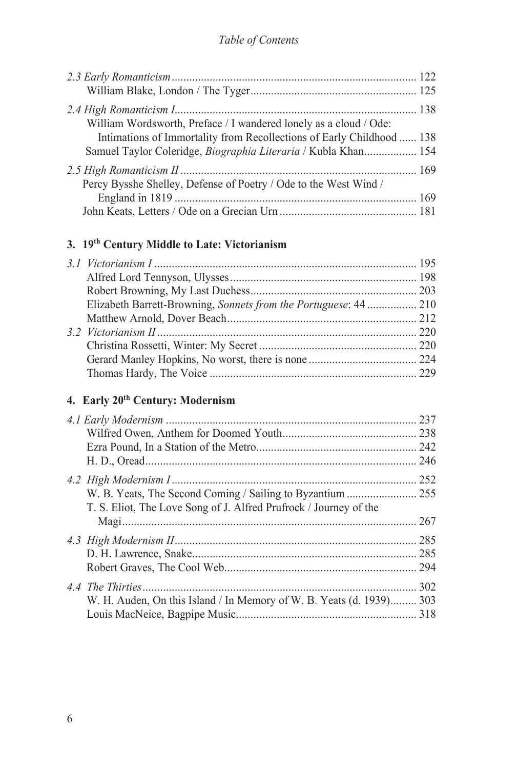*2.3 Early Romanticism* ... 122
William Blake, London / The Tyger ... 125

*2.4 High Romanticism I* ... 138
William Wordsworth, Preface / I wandered lonely as a cloud / Ode: Intimations of Immortality from Recollections of Early Childhood ... 138
Samuel Taylor Coleridge, *Biographia Literaria* / Kubla Khan ... 154

*2.5 High Romanticism II* ... 169
Percy Bysshe Shelley, Defense of Poetry / Ode to the West Wind / England in 1819 ... 169
John Keats, Letters / Ode on a Grecian Urn ... 181

## 3. 19th Century Middle to Late: Victorianism

*3.1 Victorianism I* ... 195
Alfred Lord Tennyson, Ulysses ... 198
Robert Browning, My Last Duchess ... 203
Elizabeth Barrett-Browning, *Sonnets from the Portuguese*: 44 ... 210
Matthew Arnold, Dover Beach ... 212

*3.2 Victorianism II* ... 220
Christina Rossetti, Winter: My Secret ... 220
Gerard Manley Hopkins, No worst, there is none ... 224
Thomas Hardy, The Voice ... 229

## 4. Early 20th Century: Modernism

*4.1 Early Modernism* ... 237
Wilfred Owen, Anthem for Doomed Youth ... 238
Ezra Pound, In a Station of the Metro ... 242
H. D., Oread ... 246

*4.2 High Modernism I* ... 252
W. B. Yeats, The Second Coming / Sailing to Byzantium ... 255
T. S. Eliot, The Love Song of J. Alfred Prufrock / Journey of the Magi ... 267

*4.3 High Modernism II* ... 285
D. H. Lawrence, Snake ... 285
Robert Graves, The Cool Web ... 294

*4.4 The Thirties* ... 302
W. H. Auden, On this Island / In Memory of W. B. Yeats (d. 1939) ... 303
Louis MacNeice, Bagpipe Music ... 318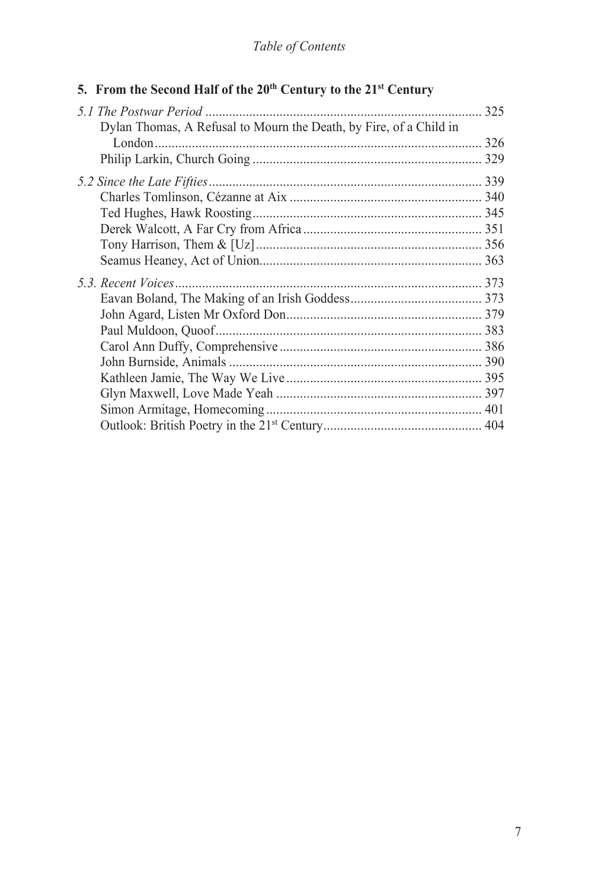## 5. From the Second Half of the 20th Century to the 21st Century

*5.1 The Postwar Period* ..... 325
- Dylan Thomas, A Refusal to Mourn the Death, by Fire, of a Child in London ..... 326
- Philip Larkin, Church Going ..... 329

*5.2 Since the Late Fifties* ..... 339
- Charles Tomlinson, Cézanne at Aix ..... 340
- Ted Hughes, Hawk Roosting ..... 345
- Derek Walcott, A Far Cry from Africa ..... 351
- Tony Harrison, Them & [Uz] ..... 356
- Seamus Heaney, Act of Union ..... 363

*5.3. Recent Voices* ..... 373
- Eavan Boland, The Making of an Irish Goddess ..... 373
- John Agard, Listen Mr Oxford Don ..... 379
- Paul Muldoon, Quoof ..... 383
- Carol Ann Duffy, Comprehensive ..... 386
- John Burnside, Animals ..... 390
- Kathleen Jamie, The Way We Live ..... 395
- Glyn Maxwell, Love Made Yeah ..... 397
- Simon Armitage, Homecoming ..... 401
- Outlook: British Poetry in the 21st Century ..... 404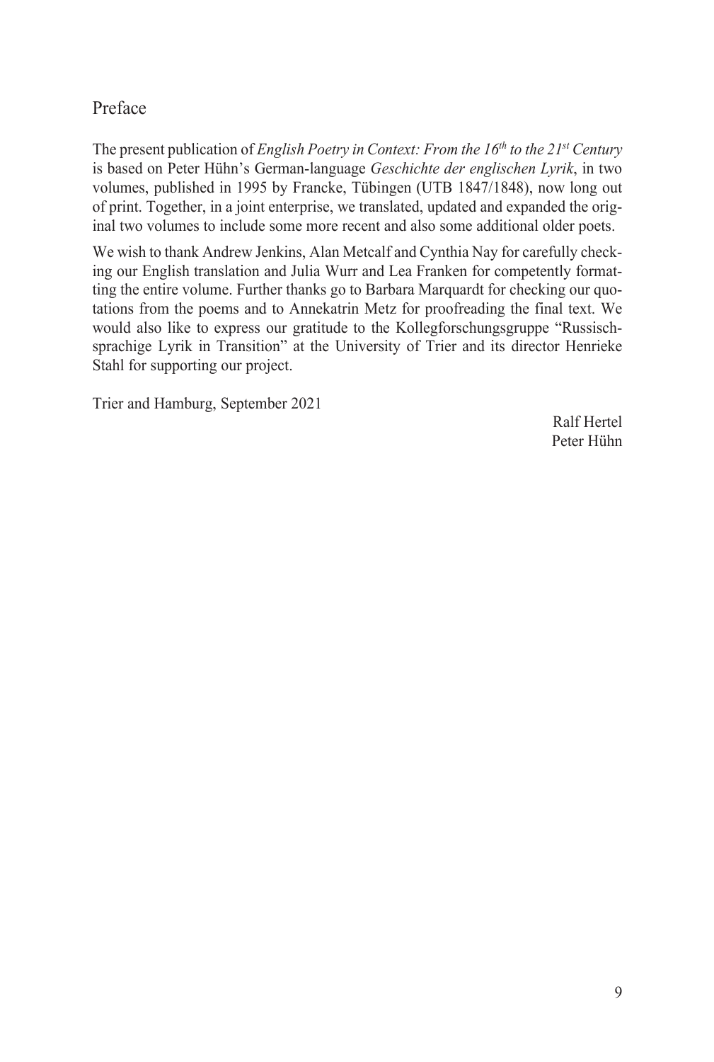# Preface

The present publication of *English Poetry in Context: From the 16th to the 21st Century* is based on Peter Hühn's German-language *Geschichte der englischen Lyrik*, in two volumes, published in 1995 by Francke, Tübingen (UTB 1847/1848), now long out of print. Together, in a joint enterprise, we translated, updated and expanded the original two volumes to include some more recent and also some additional older poets.

We wish to thank Andrew Jenkins, Alan Metcalf and Cynthia Nay for carefully checking our English translation and Julia Wurr and Lea Franken for competently formatting the entire volume. Further thanks go to Barbara Marquardt for checking our quotations from the poems and to Annekatrin Metz for proofreading the final text. We would also like to express our gratitude to the Kollegforschungsgruppe "Russischsprachige Lyrik in Transition" at the University of Trier and its director Henrieke Stahl for supporting our project.

Trier and Hamburg, September 2021

Ralf Hertel
Peter Hühn